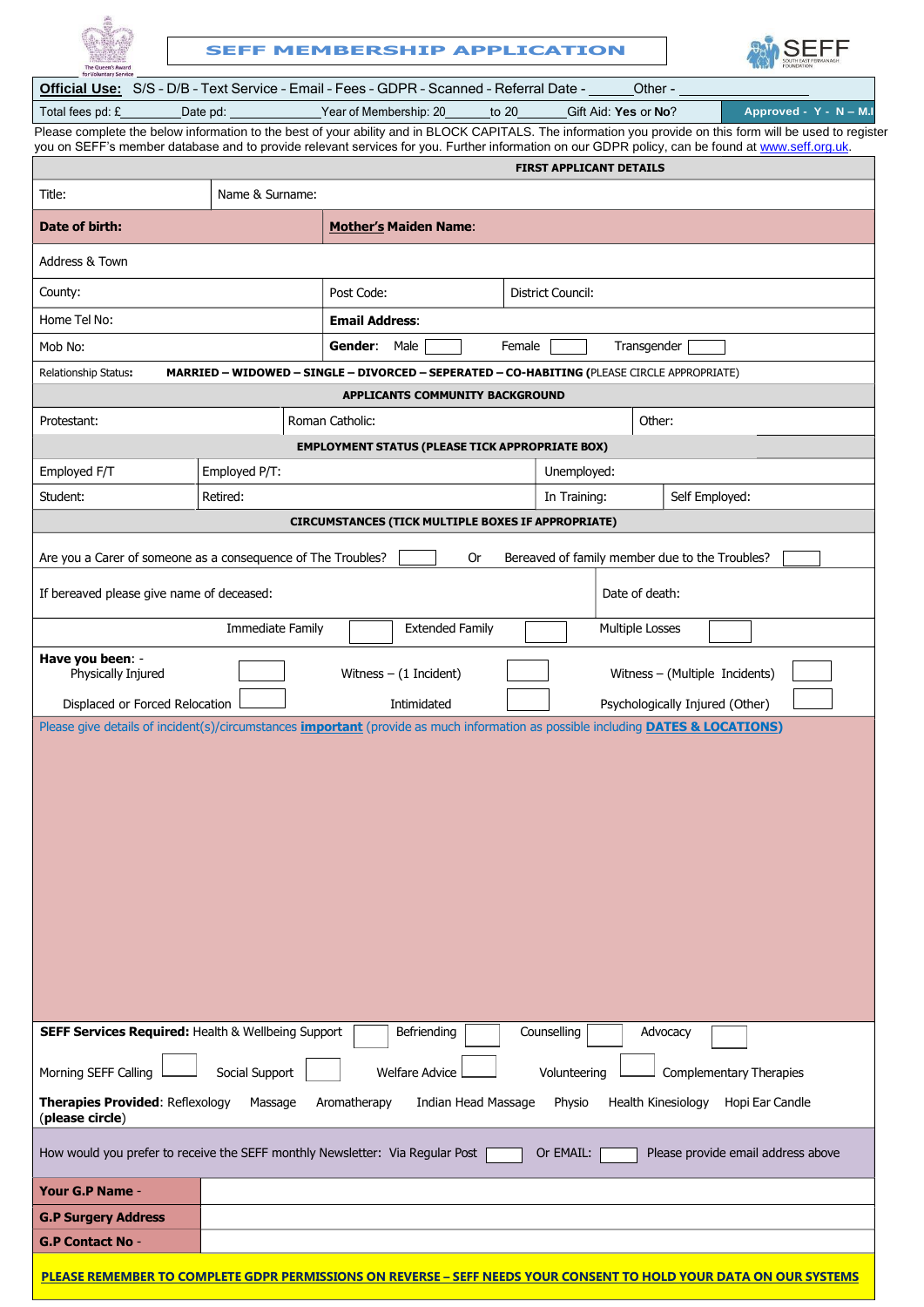# SEFF MEMBERSHIP APPLICATION

**Official Use:** S/S - D/B - Text Service - Email - Fees - GDPR - Scanned - Referral Date - ______ Other - ________________

Total fees pd: £________ Date pd: ____________ Year of Membership: 20______ to 20______ Gift Aid: **Yes** or **No**? | **Approved - Y - N – M.I**

Please complete the below information to the best of your ability and in BLOCK CAPITALS. The information you provide on this form will be used to register you on SEFF's member database and to provide relevant services for you. Further information on our GDPR policy, can be found at www.seff.org.uk.

## FIRST APPLICANT DETAILS

| | | |
|---|---|---|
| Title: | Name & Surname: | |
| **Date of birth:** | **Mother's Maiden Name:** | |
| Address & Town | | |
| County: | Post Code: | District Council: |
| Home Tel No: | **Email Address:** | |
| Mob No: | **Gender:** Male ☐ Female ☐ Transgender ☐ | |

Relationship Status: **MARRIED – WIDOWED – SINGLE – DIVORCED – SEPERATED – CO-HABITING** (PLEASE CIRCLE APPROPRIATE)

## APPLICANTS COMMUNITY BACKGROUND

| | | |
|---|---|---|
| Protestant: | Roman Catholic: | Other: |

## EMPLOYMENT STATUS (PLEASE TICK APPROPRIATE BOX)

| | | | |
|---|---|---|---|
| Employed F/T | Employed P/T: | Unemployed: | |
| Student: | Retired: | In Training: | Self Employed: |

## CIRCUMSTANCES (TICK MULTIPLE BOXES IF APPROPRIATE)

Are you a Carer of someone as a consequence of The Troubles? ☐ Or Bereaved of family member due to the Troubles? ☐

If bereaved please give name of deceased: | Date of death:

Immediate Family ☐ Extended Family ☐ Multiple Losses ☐

**Have you been**: -
Physically Injured ☐ Witness – (1 Incident) ☐ Witness – (Multiple Incidents) ☐
Displaced or Forced Relocation ☐ Intimidated ☐ Psychologically Injured (Other) ☐

Please give details of incident(s)/circumstances **important** (provide as much information as possible including **DATES & LOCATIONS**)

**SEFF Services Required:** Health & Wellbeing Support ☐ Befriending ☐ Counselling ☐ Advocacy ☐

Morning SEFF Calling ☐ Social Support ☐ Welfare Advice ☐ Volunteering ☐ Complementary Therapies

**Therapies Provided**: Reflexology Massage Aromatherapy Indian Head Massage Physio Health Kinesiology Hopi Ear Candle
(**please circle**)

How would you prefer to receive the SEFF monthly Newsletter: Via Regular Post ☐ Or EMAIL: ☐ Please provide email address above

| | |
|---|---|
| **Your G.P Name** - | |
| **G.P Surgery Address** | |
| **G.P Contact No** - | |

**PLEASE REMEMBER TO COMPLETE GDPR PERMISSIONS ON REVERSE – SEFF NEEDS YOUR CONSENT TO HOLD YOUR DATA ON OUR SYSTEMS**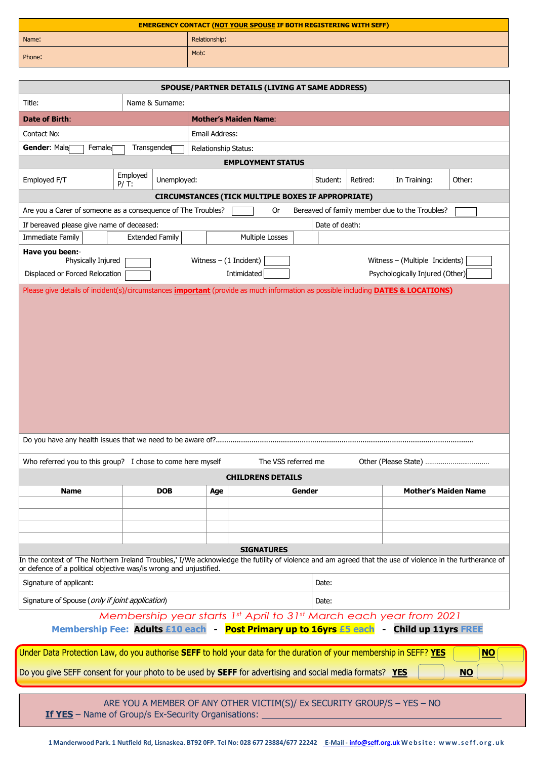| EMERGENCY CONTACT (**NOT YOUR SPOUSE** IF BOTH REGISTERING WITH SEFF) | |
|---|---|
| Name: | Relationship: |
| Phone: | Mob: |

| SPOUSE/PARTNER DETAILS (LIVING AT SAME ADDRESS) | | | | | | |
|---|---|---|---|---|---|---|
| Title: | Name & Surname: | | | | | |
| **Date of Birth**: | | **Mother's Maiden Name**: | | | | |
| Contact No: | | Email Address: | | | | |
| **Gender**: Male ☐ Female ☐ Transgender ☐ | | Relationship Status: | | | | |
| **EMPLOYMENT STATUS** | | | | | | |
| Employed F/T | Employed P/ T: | Unemployed: | Student: | Retired: | In Training: | Other: |

| **CIRCUMSTANCES (TICK MULTIPLE BOXES IF APPROPRIATE)** | | | |
|---|---|---|---|
| Are you a Carer of someone as a consequence of The Troubles? ☐ Or Bereaved of family member due to the Troubles? ☐ | | | |
| If bereaved please give name of deceased: | | | Date of death: |
| Immediate Family ☐ | Extended Family ☐ | Multiple Losses ☐ | |

**Have you been:-**

Physically Injured ☐ Witness – (1 Incident) ☐ Witness – (Multiple Incidents) ☐

Displaced or Forced Relocation ☐ Intimidated ☐ Psychologically Injured (Other) ☐

Please give details of incident(s)/circumstances **important** (provide as much information as possible including **DATES & LOCATIONS**)

Do you have any health issues that we need to be aware of?.........................................................................................................................

Who referred you to this group? I chose to come here myself The VSS referred me Other (Please State) ................................

| CHILDRENS DETAILS | | | | |
|---|---|---|---|---|
| **Name** | **DOB** | **Age** | **Gender** | **Mother's Maiden Name** |
| | | | | |
| | | | | |
| | | | | |
| | | | | |

**SIGNATURES**

In the context of 'The Northern Ireland Troubles,' I/We acknowledge the futility of violence and am agreed that the use of violence in the furtherance of or defence of a political objective was/is wrong and unjustified.

| | |
|---|---|
| Signature of applicant: | Date: |
| Signature of Spouse (*only if joint application*) | Date: |

*Membership year starts 1st April to 31st March each year from 2021*

**Membership Fee:** **Adults £10 each** - **Post Primary up to 16yrs £5 each** - **Child up 11yrs FREE**

Under Data Protection Law, do you authorise **SEFF** to hold your data for the duration of your membership in SEFF? **YES** ☐ **NO** ☐

Do you give SEFF consent for your photo to be used by **SEFF** for advertising and social media formats? **YES** ☐ **NO** ☐

ARE YOU A MEMBER OF ANY OTHER VICTIM(S)/ Ex SECURITY GROUP/S – YES – NO

**If YES** – Name of Group/s Ex-Security Organisations: ______________________________

1 Manderwood Park. 1 Nutfield Rd, Lisnaskea. BT92 0FP. Tel No: 028 677 23884/677 22242 E-Mail - info@seff.org.uk Website: www.seff.org.uk